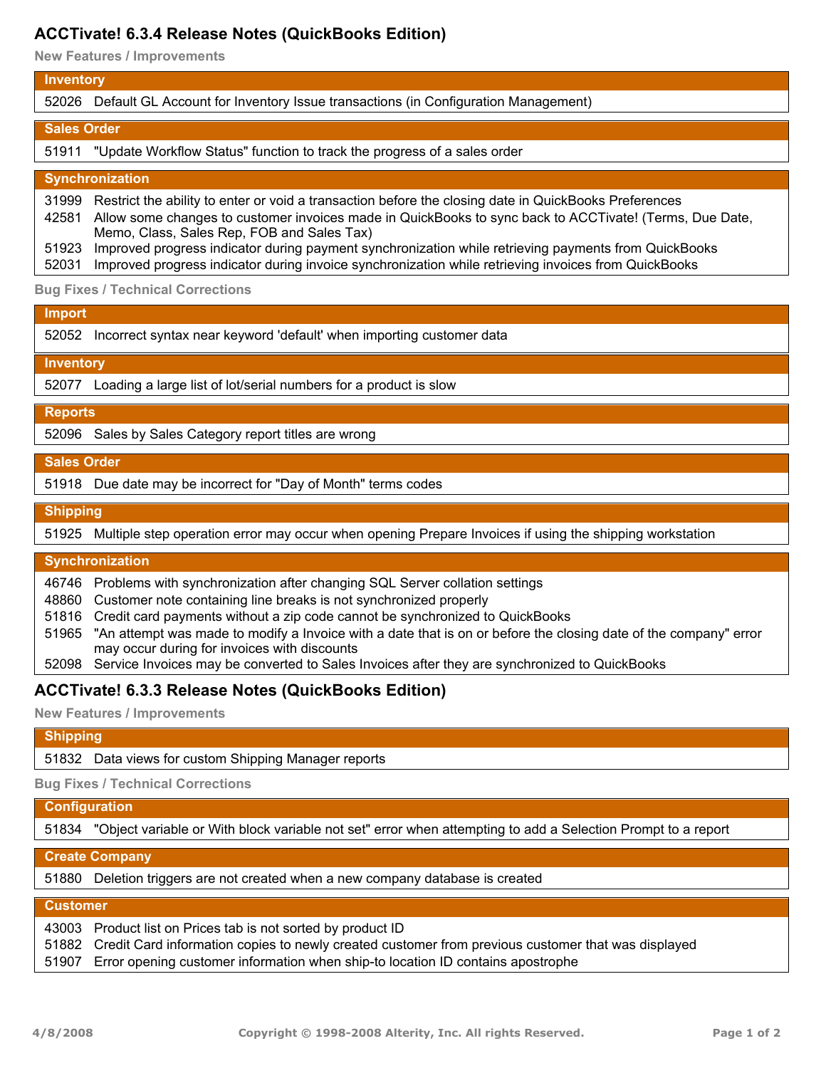# ACCTivate! 6.3.4 Release Notes (QuickBooks Edition)

### New Features / Improvements

#### Inventory

| | |
|---|---|
| 52026 | Default GL Account for Inventory Issue transactions (in Configuration Management) |

#### Sales Order

| | |
|---|---|
| 51911 | "Update Workflow Status" function to track the progress of a sales order |

#### Synchronization

| | |
|---|---|
| 31999 | Restrict the ability to enter or void a transaction before the closing date in QuickBooks Preferences |
| 42581 | Allow some changes to customer invoices made in QuickBooks to sync back to ACCTivate! (Terms, Due Date, Memo, Class, Sales Rep, FOB and Sales Tax) |
| 51923 | Improved progress indicator during payment synchronization while retrieving payments from QuickBooks |
| 52031 | Improved progress indicator during invoice synchronization while retrieving invoices from QuickBooks |

### Bug Fixes / Technical Corrections

#### Import

| | |
|---|---|
| 52052 | Incorrect syntax near keyword 'default' when importing customer data |

#### Inventory

| | |
|---|---|
| 52077 | Loading a large list of lot/serial numbers for a product is slow |

#### Reports

| | |
|---|---|
| 52096 | Sales by Sales Category report titles are wrong |

#### Sales Order

| | |
|---|---|
| 51918 | Due date may be incorrect for "Day of Month" terms codes |

#### Shipping

| | |
|---|---|
| 51925 | Multiple step operation error may occur when opening Prepare Invoices if using the shipping workstation |

#### Synchronization

| | |
|---|---|
| 46746 | Problems with synchronization after changing SQL Server collation settings |
| 48860 | Customer note containing line breaks is not synchronized properly |
| 51816 | Credit card payments without a zip code cannot be synchronized to QuickBooks |
| 51965 | "An attempt was made to modify a Invoice with a date that is on or before the closing date of the company" error may occur during for invoices with discounts |
| 52098 | Service Invoices may be converted to Sales Invoices after they are synchronized to QuickBooks |

# ACCTivate! 6.3.3 Release Notes (QuickBooks Edition)

### New Features / Improvements

#### Shipping

| | |
|---|---|
| 51832 | Data views for custom Shipping Manager reports |

### Bug Fixes / Technical Corrections

#### Configuration

| | |
|---|---|
| 51834 | "Object variable or With block variable not set" error when attempting to add a Selection Prompt to a report |

#### Create Company

| | |
|---|---|
| 51880 | Deletion triggers are not created when a new company database is created |

#### Customer

| | |
|---|---|
| 43003 | Product list on Prices tab is not sorted by product ID |
| 51882 | Credit Card information copies to newly created customer from previous customer that was displayed |
| 51907 | Error opening customer information when ship-to location ID contains apostrophe |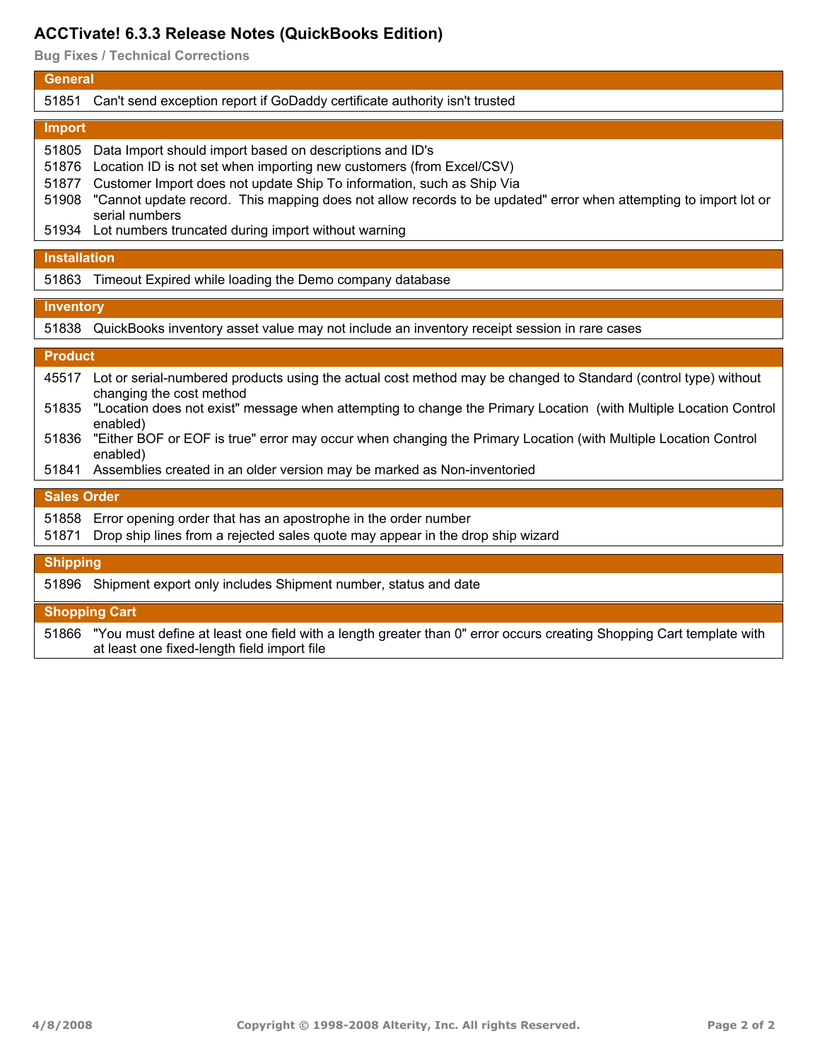# ACCTivate! 6.3.3 Release Notes (QuickBooks Edition)

## Bug Fixes / Technical Corrections

### General

| | |
|---|---|
| 51851 | Can't send exception report if GoDaddy certificate authority isn't trusted |

### Import

| | |
|---|---|
| 51805 | Data Import should import based on descriptions and ID's |
| 51876 | Location ID is not set when importing new customers (from Excel/CSV) |
| 51877 | Customer Import does not update Ship To information, such as Ship Via |
| 51908 | "Cannot update record. This mapping does not allow records to be updated" error when attempting to import lot or serial numbers |
| 51934 | Lot numbers truncated during import without warning |

### Installation

| | |
|---|---|
| 51863 | Timeout Expired while loading the Demo company database |

### Inventory

| | |
|---|---|
| 51838 | QuickBooks inventory asset value may not include an inventory receipt session in rare cases |

### Product

| | |
|---|---|
| 45517 | Lot or serial-numbered products using the actual cost method may be changed to Standard (control type) without changing the cost method |
| 51835 | "Location does not exist" message when attempting to change the Primary Location (with Multiple Location Control enabled) |
| 51836 | "Either BOF or EOF is true" error may occur when changing the Primary Location (with Multiple Location Control enabled) |
| 51841 | Assemblies created in an older version may be marked as Non-inventoried |

### Sales Order

| | |
|---|---|
| 51858 | Error opening order that has an apostrophe in the order number |
| 51871 | Drop ship lines from a rejected sales quote may appear in the drop ship wizard |

### Shipping

| | |
|---|---|
| 51896 | Shipment export only includes Shipment number, status and date |

### Shopping Cart

| | |
|---|---|
| 51866 | "You must define at least one field with a length greater than 0" error occurs creating Shopping Cart template with at least one fixed-length field import file |

4/8/2008 Copyright © 1998-2008 Alterity, Inc. All rights Reserved.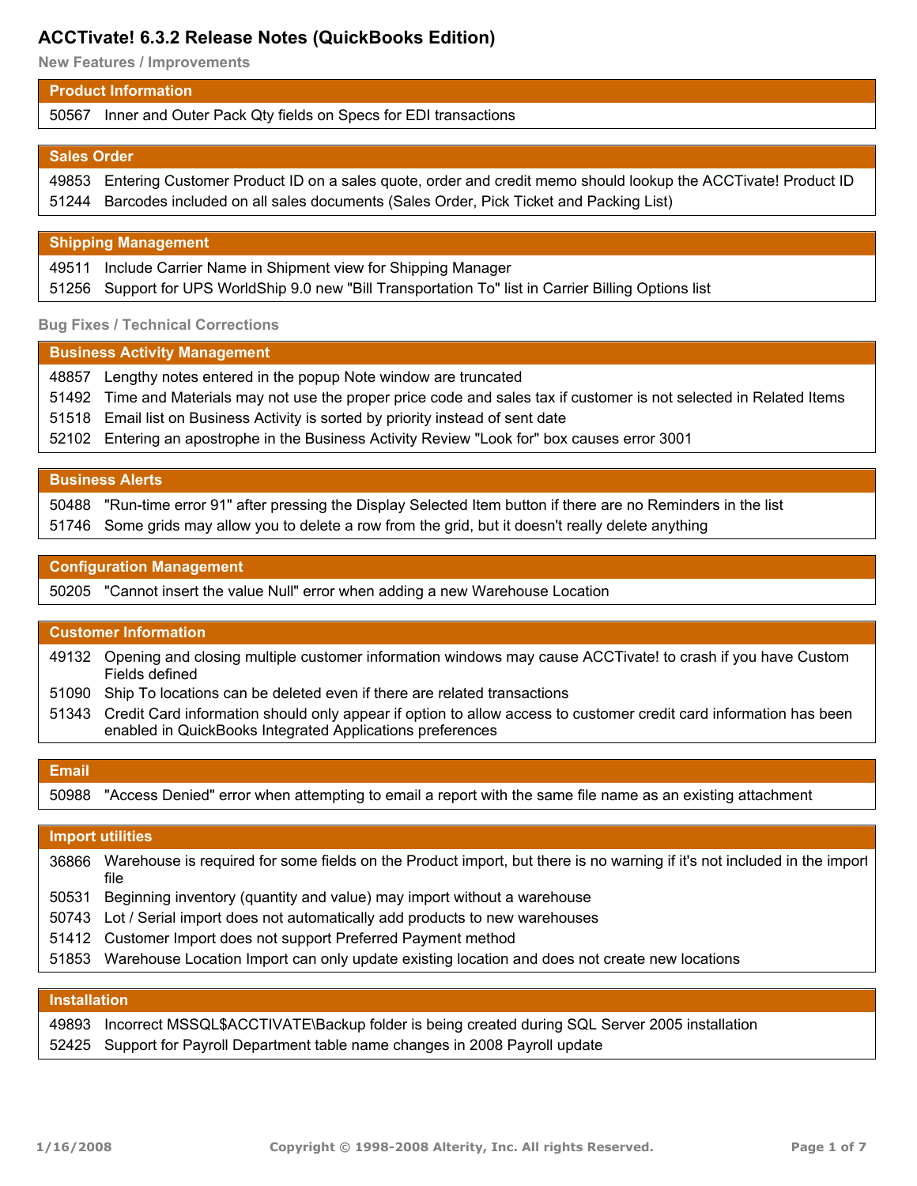# ACCTivate! 6.3.2 Release Notes (QuickBooks Edition)

## New Features / Improvements

### Product Information

| | |
|---|---|
| 50567 | Inner and Outer Pack Qty fields on Specs for EDI transactions |

### Sales Order

| | |
|---|---|
| 49853 | Entering Customer Product ID on a sales quote, order and credit memo should lookup the ACCTivate! Product ID |
| 51244 | Barcodes included on all sales documents (Sales Order, Pick Ticket and Packing List) |

### Shipping Management

| | |
|---|---|
| 49511 | Include Carrier Name in Shipment view for Shipping Manager |
| 51256 | Support for UPS WorldShip 9.0 new "Bill Transportation To" list in Carrier Billing Options list |

## Bug Fixes / Technical Corrections

### Business Activity Management

| | |
|---|---|
| 48857 | Lengthy notes entered in the popup Note window are truncated |
| 51492 | Time and Materials may not use the proper price code and sales tax if customer is not selected in Related Items |
| 51518 | Email list on Business Activity is sorted by priority instead of sent date |
| 52102 | Entering an apostrophe in the Business Activity Review "Look for" box causes error 3001 |

### Business Alerts

| | |
|---|---|
| 50488 | "Run-time error 91" after pressing the Display Selected Item button if there are no Reminders in the list |
| 51746 | Some grids may allow you to delete a row from the grid, but it doesn't really delete anything |

### Configuration Management

| | |
|---|---|
| 50205 | "Cannot insert the value Null" error when adding a new Warehouse Location |

### Customer Information

| | |
|---|---|
| 49132 | Opening and closing multiple customer information windows may cause ACCTivate! to crash if you have Custom Fields defined |
| 51090 | Ship To locations can be deleted even if there are related transactions |
| 51343 | Credit Card information should only appear if option to allow access to customer credit card information has been enabled in QuickBooks Integrated Applications preferences |

### Email

| | |
|---|---|
| 50988 | "Access Denied" error when attempting to email a report with the same file name as an existing attachment |

### Import utilities

| | |
|---|---|
| 36866 | Warehouse is required for some fields on the Product import, but there is no warning if it's not included in the import file |
| 50531 | Beginning inventory (quantity and value) may import without a warehouse |
| 50743 | Lot / Serial import does not automatically add products to new warehouses |
| 51412 | Customer Import does not support Preferred Payment method |
| 51853 | Warehouse Location Import can only update existing location and does not create new locations |

### Installation

| | |
|---|---|
| 49893 | Incorrect MSSQL$ACCTIVATE\Backup folder is being created during SQL Server 2005 installation |
| 52425 | Support for Payroll Department table name changes in 2008 Payroll update |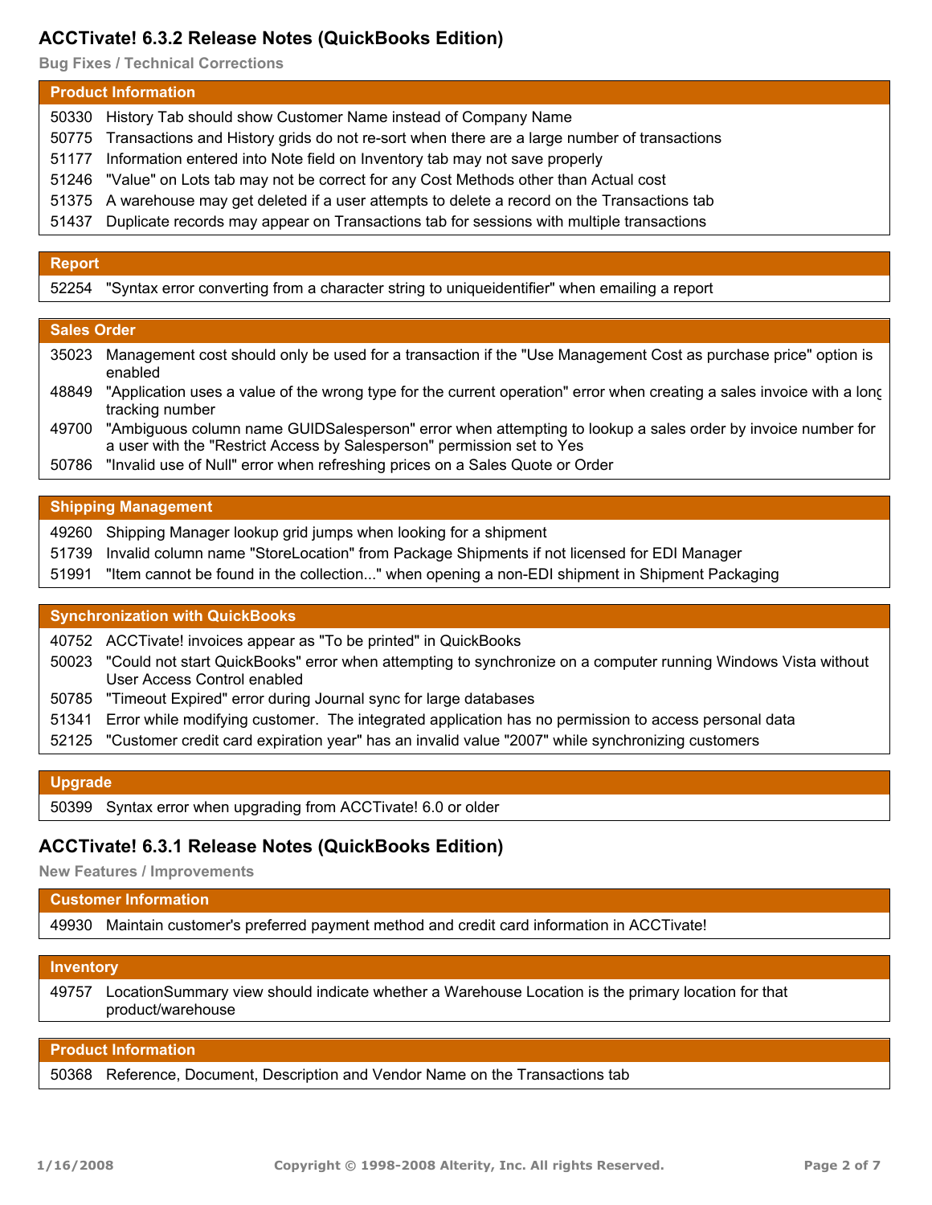## ACCTivate! 6.3.2 Release Notes (QuickBooks Edition)

**Bug Fixes / Technical Corrections**

### Product Information

| | |
|---|---|
| 50330 | History Tab should show Customer Name instead of Company Name |
| 50775 | Transactions and History grids do not re-sort when there are a large number of transactions |
| 51177 | Information entered into Note field on Inventory tab may not save properly |
| 51246 | "Value" on Lots tab may not be correct for any Cost Methods other than Actual cost |
| 51375 | A warehouse may get deleted if a user attempts to delete a record on the Transactions tab |
| 51437 | Duplicate records may appear on Transactions tab for sessions with multiple transactions |

### Report

| | |
|---|---|
| 52254 | "Syntax error converting from a character string to uniqueidentifier" when emailing a report |

### Sales Order

| | |
|---|---|
| 35023 | Management cost should only be used for a transaction if the "Use Management Cost as purchase price" option is enabled |
| 48849 | "Application uses a value of the wrong type for the current operation" error when creating a sales invoice with a long tracking number |
| 49700 | "Ambiguous column name GUIDSalesperson" error when attempting to lookup a sales order by invoice number for a user with the "Restrict Access by Salesperson" permission set to Yes |
| 50786 | "Invalid use of Null" error when refreshing prices on a Sales Quote or Order |

### Shipping Management

| | |
|---|---|
| 49260 | Shipping Manager lookup grid jumps when looking for a shipment |
| 51739 | Invalid column name "StoreLocation" from Package Shipments if not licensed for EDI Manager |
| 51991 | "Item cannot be found in the collection..." when opening a non-EDI shipment in Shipment Packaging |

### Synchronization with QuickBooks

| | |
|---|---|
| 40752 | ACCTivate! invoices appear as "To be printed" in QuickBooks |
| 50023 | "Could not start QuickBooks" error when attempting to synchronize on a computer running Windows Vista without User Access Control enabled |
| 50785 | "Timeout Expired" error during Journal sync for large databases |
| 51341 | Error while modifying customer. The integrated application has no permission to access personal data |
| 52125 | "Customer credit card expiration year" has an invalid value "2007" while synchronizing customers |

### Upgrade

| | |
|---|---|
| 50399 | Syntax error when upgrading from ACCTivate! 6.0 or older |

## ACCTivate! 6.3.1 Release Notes (QuickBooks Edition)

**New Features / Improvements**

### Customer Information

| | |
|---|---|
| 49930 | Maintain customer's preferred payment method and credit card information in ACCTivate! |

### Inventory

| | |
|---|---|
| 49757 | LocationSummary view should indicate whether a Warehouse Location is the primary location for that product/warehouse |

### Product Information

| | |
|---|---|
| 50368 | Reference, Document, Description and Vendor Name on the Transactions tab |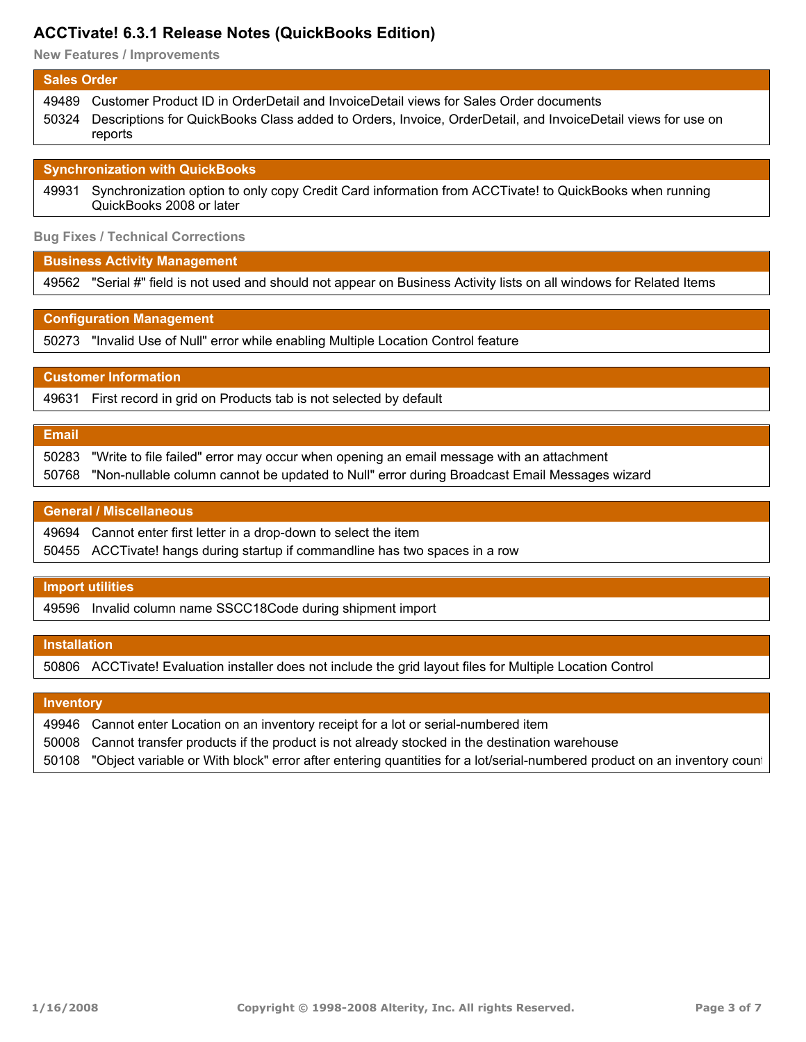# ACCTivate! 6.3.1 Release Notes (QuickBooks Edition)

## New Features / Improvements

### Sales Order

| | |
|---|---|
| 49489 | Customer Product ID in OrderDetail and InvoiceDetail views for Sales Order documents |
| 50324 | Descriptions for QuickBooks Class added to Orders, Invoice, OrderDetail, and InvoiceDetail views for use on reports |

### Synchronization with QuickBooks

| | |
|---|---|
| 49931 | Synchronization option to only copy Credit Card information from ACCTivate! to QuickBooks when running QuickBooks 2008 or later |

## Bug Fixes / Technical Corrections

### Business Activity Management

| | |
|---|---|
| 49562 | "Serial #" field is not used and should not appear on Business Activity lists on all windows for Related Items |

### Configuration Management

| | |
|---|---|
| 50273 | "Invalid Use of Null" error while enabling Multiple Location Control feature |

### Customer Information

| | |
|---|---|
| 49631 | First record in grid on Products tab is not selected by default |

### Email

| | |
|---|---|
| 50283 | "Write to file failed" error may occur when opening an email message with an attachment |
| 50768 | "Non-nullable column cannot be updated to Null" error during Broadcast Email Messages wizard |

### General / Miscellaneous

| | |
|---|---|
| 49694 | Cannot enter first letter in a drop-down to select the item |
| 50455 | ACCTivate! hangs during startup if commandline has two spaces in a row |

### Import utilities

| | |
|---|---|
| 49596 | Invalid column name SSCC18Code during shipment import |

### Installation

| | |
|---|---|
| 50806 | ACCTivate! Evaluation installer does not include the grid layout files for Multiple Location Control |

### Inventory

| | |
|---|---|
| 49946 | Cannot enter Location on an inventory receipt for a lot or serial-numbered item |
| 50008 | Cannot transfer products if the product is not already stocked in the destination warehouse |
| 50108 | "Object variable or With block" error after entering quantities for a lot/serial-numbered product on an inventory count |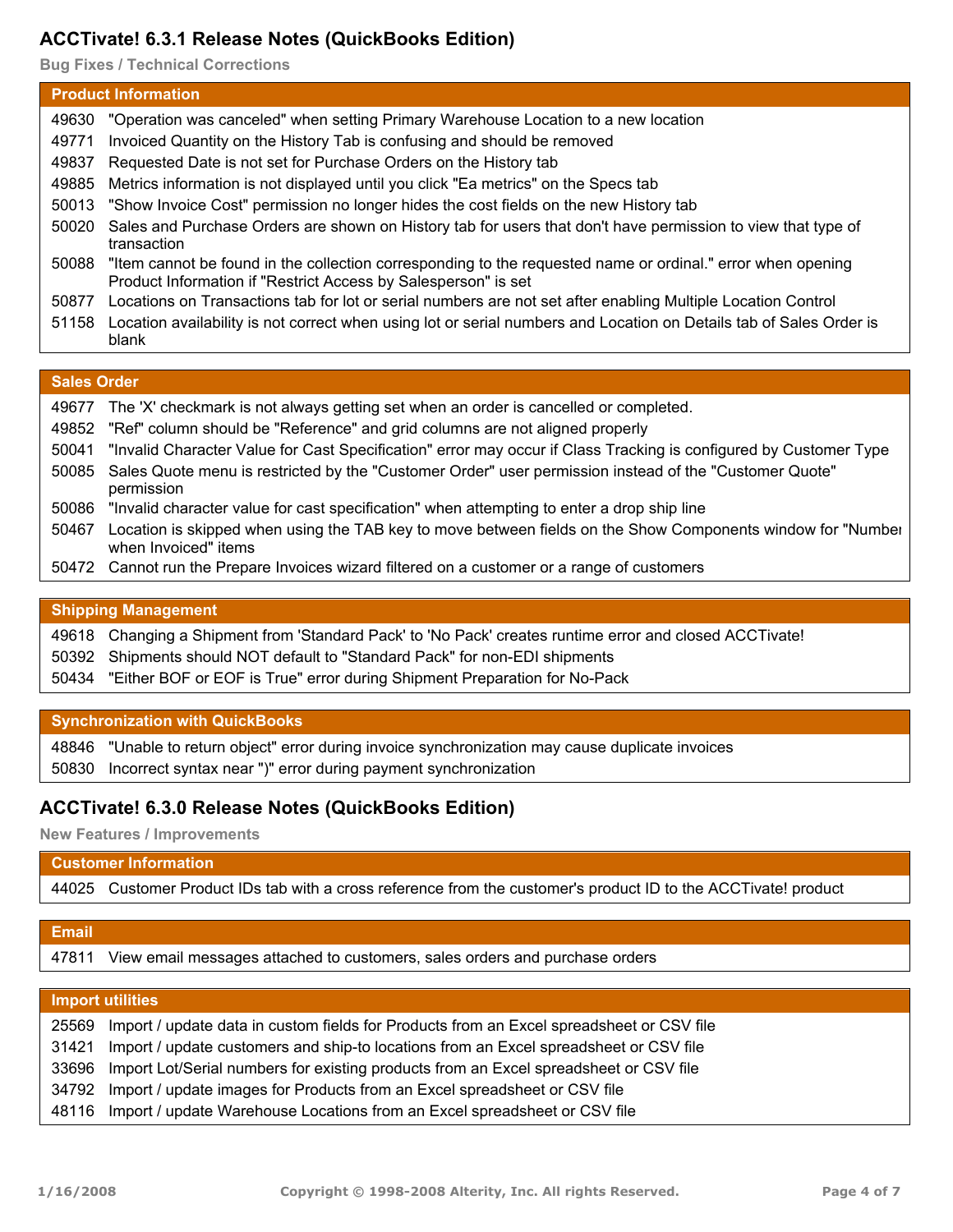## ACCTivate! 6.3.1 Release Notes (QuickBooks Edition)

**Bug Fixes / Technical Corrections**

| Product Information | |
|---|---|
| 49630 | "Operation was canceled" when setting Primary Warehouse Location to a new location |
| 49771 | Invoiced Quantity on the History Tab is confusing and should be removed |
| 49837 | Requested Date is not set for Purchase Orders on the History tab |
| 49885 | Metrics information is not displayed until you click "Ea metrics" on the Specs tab |
| 50013 | "Show Invoice Cost" permission no longer hides the cost fields on the new History tab |
| 50020 | Sales and Purchase Orders are shown on History tab for users that don't have permission to view that type of transaction |
| 50088 | "Item cannot be found in the collection corresponding to the requested name or ordinal." error when opening Product Information if "Restrict Access by Salesperson" is set |
| 50877 | Locations on Transactions tab for lot or serial numbers are not set after enabling Multiple Location Control |
| 51158 | Location availability is not correct when using lot or serial numbers and Location on Details tab of Sales Order is blank |

| Sales Order | |
|---|---|
| 49677 | The 'X' checkmark is not always getting set when an order is cancelled or completed. |
| 49852 | "Ref" column should be "Reference" and grid columns are not aligned properly |
| 50041 | "Invalid Character Value for Cast Specification" error may occur if Class Tracking is configured by Customer Type |
| 50085 | Sales Quote menu is restricted by the "Customer Order" user permission instead of the "Customer Quote" permission |
| 50086 | "Invalid character value for cast specification" when attempting to enter a drop ship line |
| 50467 | Location is skipped when using the TAB key to move between fields on the Show Components window for "Number when Invoiced" items |
| 50472 | Cannot run the Prepare Invoices wizard filtered on a customer or a range of customers |

| Shipping Management | |
|---|---|
| 49618 | Changing a Shipment from 'Standard Pack' to 'No Pack' creates runtime error and closed ACCTivate! |
| 50392 | Shipments should NOT default to "Standard Pack" for non-EDI shipments |
| 50434 | "Either BOF or EOF is True" error during Shipment Preparation for No-Pack |

| Synchronization with QuickBooks | |
|---|---|
| 48846 | "Unable to return object" error during invoice synchronization may cause duplicate invoices |
| 50830 | Incorrect syntax near ")" error during payment synchronization |

## ACCTivate! 6.3.0 Release Notes (QuickBooks Edition)

**New Features / Improvements**

| Customer Information | |
|---|---|
| 44025 | Customer Product IDs tab with a cross reference from the customer's product ID to the ACCTivate! product |

| Email | |
|---|---|
| 47811 | View email messages attached to customers, sales orders and purchase orders |

| Import utilities | |
|---|---|
| 25569 | Import / update data in custom fields for Products from an Excel spreadsheet or CSV file |
| 31421 | Import / update customers and ship-to locations from an Excel spreadsheet or CSV file |
| 33696 | Import Lot/Serial numbers for existing products from an Excel spreadsheet or CSV file |
| 34792 | Import / update images for Products from an Excel spreadsheet or CSV file |
| 48116 | Import / update Warehouse Locations from an Excel spreadsheet or CSV file |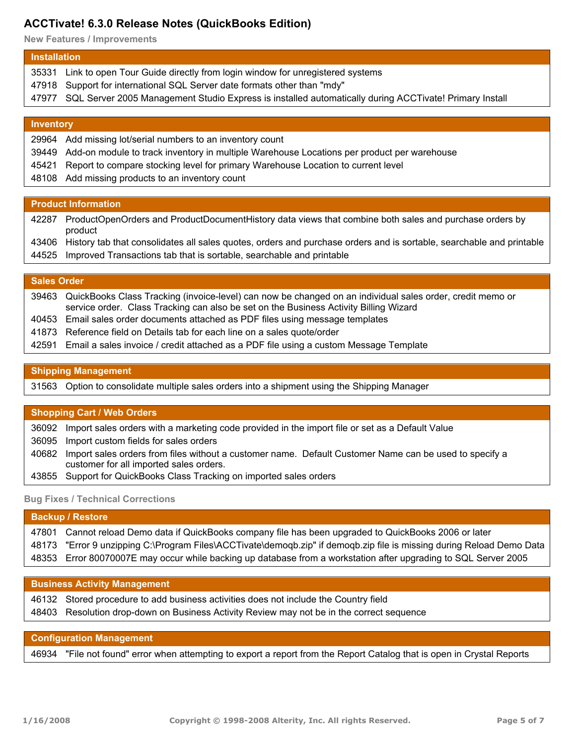# ACCTivate! 6.3.0 Release Notes (QuickBooks Edition)

## New Features / Improvements

### Installation

| | |
|---|---|
| 35331 | Link to open Tour Guide directly from login window for unregistered systems |
| 47918 | Support for international SQL Server date formats other than "mdy" |
| 47977 | SQL Server 2005 Management Studio Express is installed automatically during ACCTivate! Primary Install |

### Inventory

| | |
|---|---|
| 29964 | Add missing lot/serial numbers to an inventory count |
| 39449 | Add-on module to track inventory in multiple Warehouse Locations per product per warehouse |
| 45421 | Report to compare stocking level for primary Warehouse Location to current level |
| 48108 | Add missing products to an inventory count |

### Product Information

| | |
|---|---|
| 42287 | ProductOpenOrders and ProductDocumentHistory data views that combine both sales and purchase orders by product |
| 43406 | History tab that consolidates all sales quotes, orders and purchase orders and is sortable, searchable and printable |
| 44525 | Improved Transactions tab that is sortable, searchable and printable |

### Sales Order

| | |
|---|---|
| 39463 | QuickBooks Class Tracking (invoice-level) can now be changed on an individual sales order, credit memo or service order. Class Tracking can also be set on the Business Activity Billing Wizard |
| 40453 | Email sales order documents attached as PDF files using message templates |
| 41873 | Reference field on Details tab for each line on a sales quote/order |
| 42591 | Email a sales invoice / credit attached as a PDF file using a custom Message Template |

### Shipping Management

| | |
|---|---|
| 31563 | Option to consolidate multiple sales orders into a shipment using the Shipping Manager |

### Shopping Cart / Web Orders

| | |
|---|---|
| 36092 | Import sales orders with a marketing code provided in the import file or set as a Default Value |
| 36095 | Import custom fields for sales orders |
| 40682 | Import sales orders from files without a customer name. Default Customer Name can be used to specify a customer for all imported sales orders. |
| 43855 | Support for QuickBooks Class Tracking on imported sales orders |

## Bug Fixes / Technical Corrections

### Backup / Restore

| | |
|---|---|
| 47801 | Cannot reload Demo data if QuickBooks company file has been upgraded to QuickBooks 2006 or later |
| 48173 | "Error 9 unzipping C:\Program Files\ACCTivate\demoqb.zip" if demoqb.zip file is missing during Reload Demo Data |
| 48353 | Error 80070007E may occur while backing up database from a workstation after upgrading to SQL Server 2005 |

### Business Activity Management

| | |
|---|---|
| 46132 | Stored procedure to add business activities does not include the Country field |
| 48403 | Resolution drop-down on Business Activity Review may not be in the correct sequence |

### Configuration Management

| | |
|---|---|
| 46934 | "File not found" error when attempting to export a report from the Report Catalog that is open in Crystal Reports |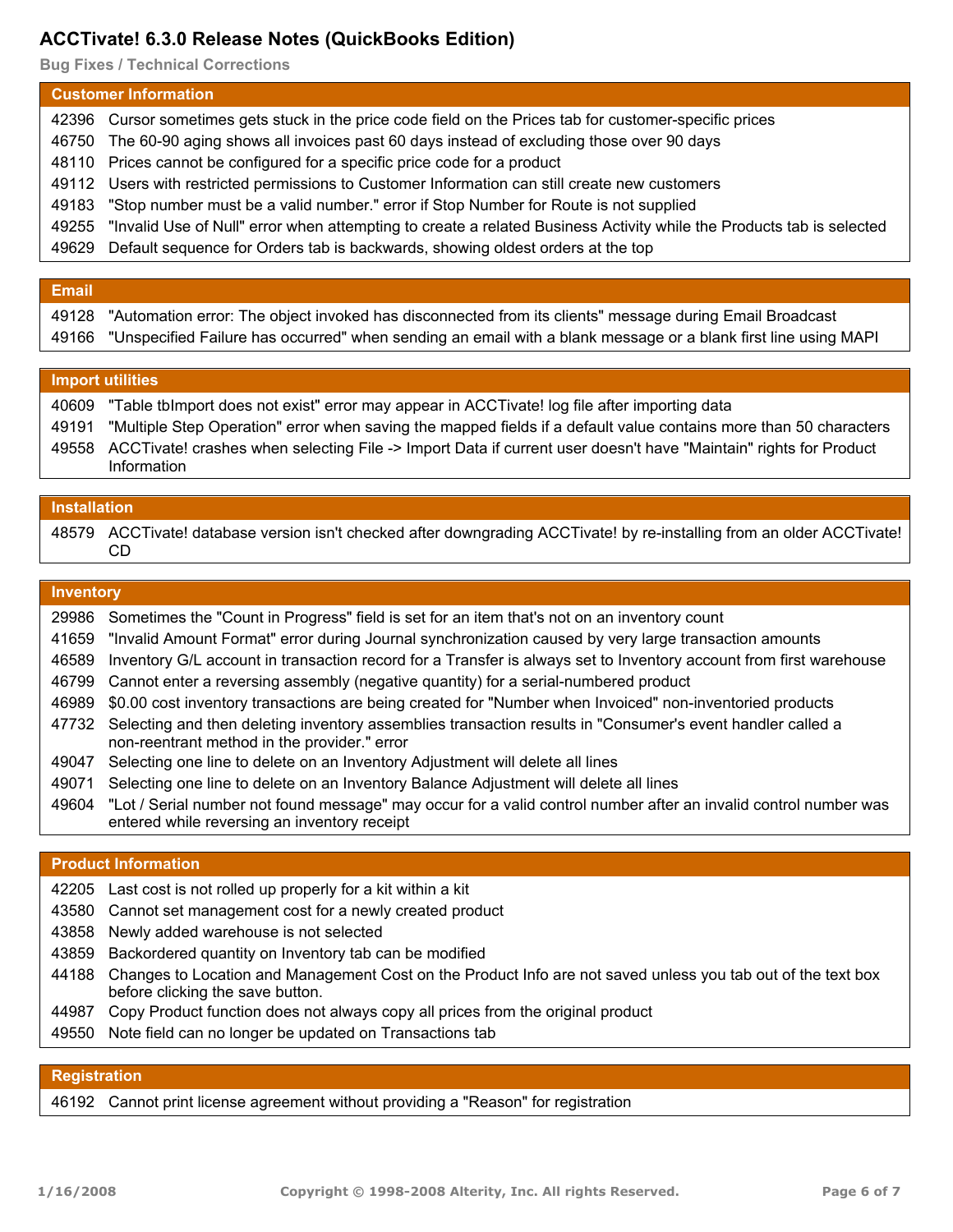# ACCTivate! 6.3.0 Release Notes (QuickBooks Edition)

**Bug Fixes / Technical Corrections**

## Customer Information

| | |
|---|---|
| 42396 | Cursor sometimes gets stuck in the price code field on the Prices tab for customer-specific prices |
| 46750 | The 60-90 aging shows all invoices past 60 days instead of excluding those over 90 days |
| 48110 | Prices cannot be configured for a specific price code for a product |
| 49112 | Users with restricted permissions to Customer Information can still create new customers |
| 49183 | "Stop number must be a valid number." error if Stop Number for Route is not supplied |
| 49255 | "Invalid Use of Null" error when attempting to create a related Business Activity while the Products tab is selected |
| 49629 | Default sequence for Orders tab is backwards, showing oldest orders at the top |

## Email

| | |
|---|---|
| 49128 | "Automation error: The object invoked has disconnected from its clients" message during Email Broadcast |
| 49166 | "Unspecified Failure has occurred" when sending an email with a blank message or a blank first line using MAPI |

## Import utilities

| | |
|---|---|
| 40609 | "Table tbImport does not exist" error may appear in ACCTivate! log file after importing data |
| 49191 | "Multiple Step Operation" error when saving the mapped fields if a default value contains more than 50 characters |
| 49558 | ACCTivate! crashes when selecting File -> Import Data if current user doesn't have "Maintain" rights for Product Information |

## Installation

| | |
|---|---|
| 48579 | ACCTivate! database version isn't checked after downgrading ACCTivate! by re-installing from an older ACCTivate! CD |

## Inventory

| | |
|---|---|
| 29986 | Sometimes the "Count in Progress" field is set for an item that's not on an inventory count |
| 41659 | "Invalid Amount Format" error during Journal synchronization caused by very large transaction amounts |
| 46589 | Inventory G/L account in transaction record for a Transfer is always set to Inventory account from first warehouse |
| 46799 | Cannot enter a reversing assembly (negative quantity) for a serial-numbered product |
| 46989 | $0.00 cost inventory transactions are being created for "Number when Invoiced" non-inventoried products |
| 47732 | Selecting and then deleting inventory assemblies transaction results in "Consumer's event handler called a non-reentrant method in the provider." error |
| 49047 | Selecting one line to delete on an Inventory Adjustment will delete all lines |
| 49071 | Selecting one line to delete on an Inventory Balance Adjustment will delete all lines |
| 49604 | "Lot / Serial number not found message" may occur for a valid control number after an invalid control number was entered while reversing an inventory receipt |

## Product Information

| | |
|---|---|
| 42205 | Last cost is not rolled up properly for a kit within a kit |
| 43580 | Cannot set management cost for a newly created product |
| 43858 | Newly added warehouse is not selected |
| 43859 | Backordered quantity on Inventory tab can be modified |
| 44188 | Changes to Location and Management Cost on the Product Info are not saved unless you tab out of the text box before clicking the save button. |
| 44987 | Copy Product function does not always copy all prices from the original product |
| 49550 | Note field can no longer be updated on Transactions tab |

## Registration

| | |
|---|---|
| 46192 | Cannot print license agreement without providing a "Reason" for registration |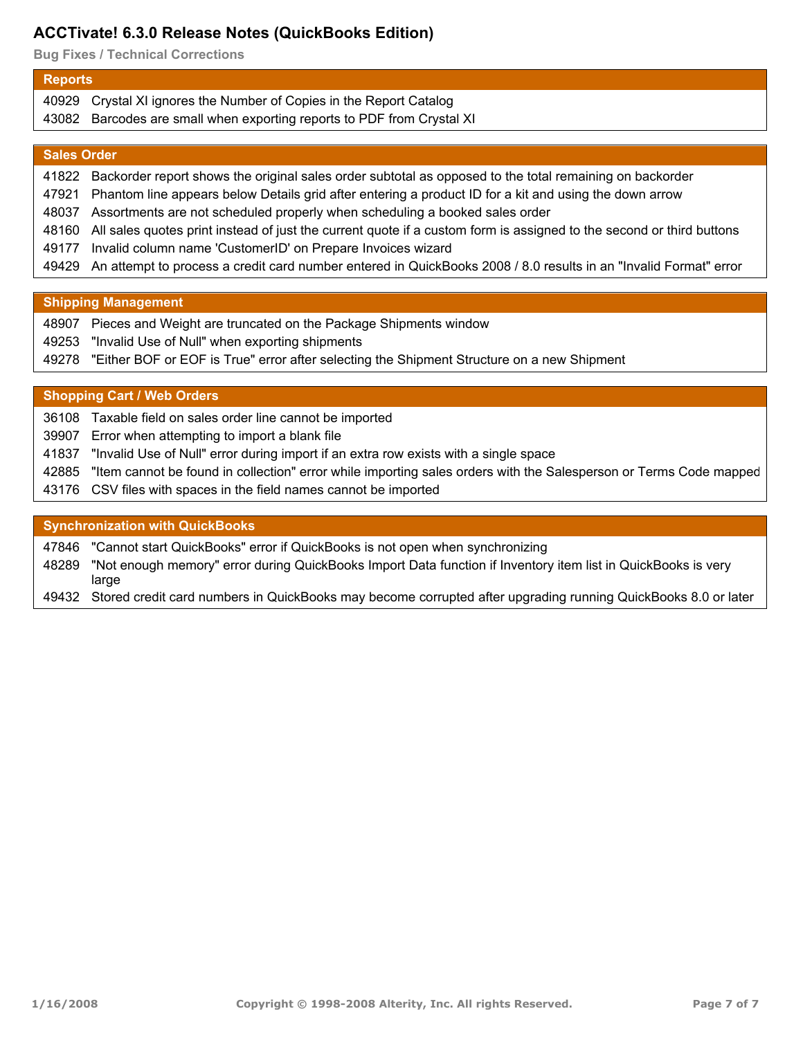# ACCTivate! 6.3.0 Release Notes (QuickBooks Edition)

**Bug Fixes / Technical Corrections**

## Reports

| | |
|---|---|
| 40929 | Crystal XI ignores the Number of Copies in the Report Catalog |
| 43082 | Barcodes are small when exporting reports to PDF from Crystal XI |

## Sales Order

| | |
|---|---|
| 41822 | Backorder report shows the original sales order subtotal as opposed to the total remaining on backorder |
| 47921 | Phantom line appears below Details grid after entering a product ID for a kit and using the down arrow |
| 48037 | Assortments are not scheduled properly when scheduling a booked sales order |
| 48160 | All sales quotes print instead of just the current quote if a custom form is assigned to the second or third buttons |
| 49177 | Invalid column name 'CustomerID' on Prepare Invoices wizard |
| 49429 | An attempt to process a credit card number entered in QuickBooks 2008 / 8.0 results in an "Invalid Format" error |

## Shipping Management

| | |
|---|---|
| 48907 | Pieces and Weight are truncated on the Package Shipments window |
| 49253 | "Invalid Use of Null" when exporting shipments |
| 49278 | "Either BOF or EOF is True" error after selecting the Shipment Structure on a new Shipment |

## Shopping Cart / Web Orders

| | |
|---|---|
| 36108 | Taxable field on sales order line cannot be imported |
| 39907 | Error when attempting to import a blank file |
| 41837 | "Invalid Use of Null" error during import if an extra row exists with a single space |
| 42885 | "Item cannot be found in collection" error while importing sales orders with the Salesperson or Terms Code mapped |
| 43176 | CSV files with spaces in the field names cannot be imported |

## Synchronization with QuickBooks

| | |
|---|---|
| 47846 | "Cannot start QuickBooks" error if QuickBooks is not open when synchronizing |
| 48289 | "Not enough memory" error during QuickBooks Import Data function if Inventory item list in QuickBooks is very large |
| 49432 | Stored credit card numbers in QuickBooks may become corrupted after upgrading running QuickBooks 8.0 or later |